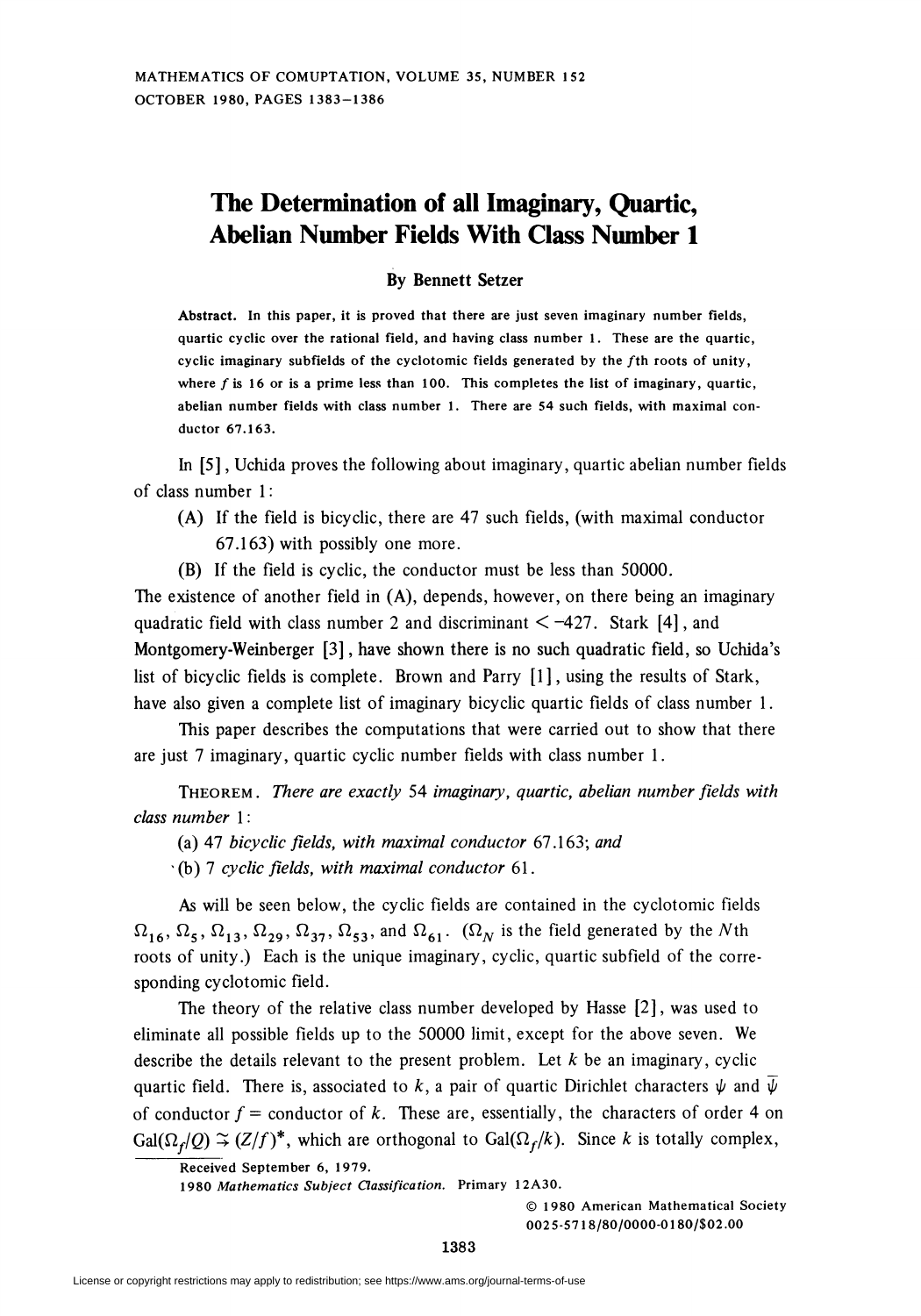# The Determination of all Imaginary, Quartic, Abelian Number Fields With Class Number 1

**By Bennett Setzer**

**Abstract.** In this paper, it is proved that there are just seven imaginary number fields, quartic cyclic over the rational field, and having class number 1. These are the quartic, cyclic imaginary subfields of the cyclotomic fields generated by the $f$th roots of unity, where $f$ is 16 or is a prime less than 100. This completes the list of imaginary, quartic, abelian number fields with class number 1. There are 54 such fields, with maximal conductor 67.163.

In [5], Uchida proves the following about imaginary, quartic abelian number fields of class number 1:

(A) If the field is bicyclic, there are 47 such fields, (with maximal conductor 67.163) with possibly one more.

(B) If the field is cyclic, the conductor must be less than 50000.

The existence of another field in (A), depends, however, on there being an imaginary quadratic field with class number 2 and discriminant $< -427$. Stark [4], and Montgomery-Weinberger [3], have shown there is no such quadratic field, so Uchida's list of bicyclic fields is complete. Brown and Parry [1], using the results of Stark, have also given a complete list of imaginary bicyclic quartic fields of class number 1.

This paper describes the computations that were carried out to show that there are just 7 imaginary, quartic cyclic number fields with class number 1.

THEOREM. *There are exactly* 54 *imaginary, quartic, abelian number fields with class number* 1:

(a) 47 *bicyclic fields, with maximal conductor* 67.163; *and*

(b) 7 *cyclic fields, with maximal conductor* 61.

As will be seen below, the cyclic fields are contained in the cyclotomic fields $\Omega_{16}$, $\Omega_5$, $\Omega_{13}$, $\Omega_{29}$, $\Omega_{37}$, $\Omega_{53}$, and $\Omega_{61}$. ($\Omega_N$ is the field generated by the $N$th roots of unity.) Each is the unique imaginary, cyclic, quartic subfield of the corresponding cyclotomic field.

The theory of the relative class number developed by Hasse [2], was used to eliminate all possible fields up to the 50000 limit, except for the above seven. We describe the details relevant to the present problem. Let $k$ be an imaginary, cyclic quartic field. There is, associated to $k$, a pair of quartic Dirichlet characters $\psi$ and $\overline{\psi}$ of conductor $f$ = conductor of $k$. These are, essentially, the characters of order 4 on $\mathrm{Gal}(\Omega_f/Q) \cong (Z/f)^*$, which are orthogonal to $\mathrm{Gal}(\Omega_f/k)$. Since $k$ is totally complex,

Received September 6, 1979.

1980 *Mathematics Subject Classification*. Primary 12A30.

© 1980 American Mathematical Society
0025-5718/80/0000-0180/$02.00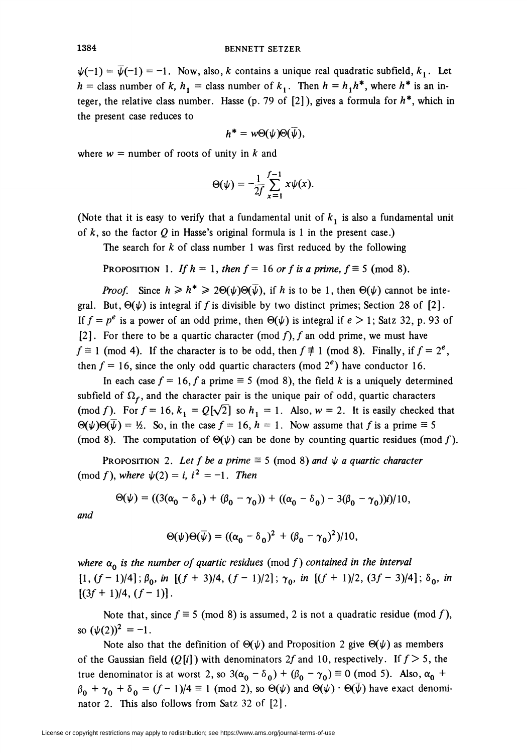$\psi(-1) = \bar{\psi}(-1) = -1$. Now, also, $k$ contains a unique real quadratic subfield, $k_1$. Let $h$ = class number of $k$, $h_1$ = class number of $k_1$. Then $h = h_1 h^*$, where $h^*$ is an integer, the relative class number. Hasse (p. 79 of [2]), gives a formula for $h^*$, which in the present case reduces to

$$h^* = w\Theta(\psi)\Theta(\bar{\psi}),$$

where $w$ = number of roots of unity in $k$ and

$$\Theta(\psi) = -\frac{1}{2f}\sum_{x=1}^{f-1} x\psi(x).$$

(Note that it is easy to verify that a fundamental unit of $k_1$ is also a fundamental unit of $k$, so the factor $Q$ in Hasse's original formula is 1 in the present case.)

The search for $k$ of class number 1 was first reduced by the following

PROPOSITION 1. *If $h = 1$, then $f = 16$ or $f$ is a prime, $f \equiv 5 \pmod 8$.*

*Proof.* Since $h \geqslant h^* \geqslant 2\Theta(\psi)\Theta(\bar{\psi})$, if $h$ is to be 1, then $\Theta(\psi)$ cannot be integral. But, $\Theta(\psi)$ is integral if $f$ is divisible by two distinct primes; Section 28 of [2]. If $f = p^e$ is a power of an odd prime, then $\Theta(\psi)$ is integral if $e > 1$; Satz 32, p. 93 of [2]. For there to be a quartic character $(\bmod f)$, $f$ an odd prime, we must have $f \equiv 1 \pmod 4$. If the character is to be odd, then $f \not\equiv 1 \pmod 8$. Finally, if $f = 2^e$, then $f = 16$, since the only odd quartic characters $(\bmod 2^e)$ have conductor 16.

In each case $f = 16$, $f$ a prime $\equiv 5 \pmod 8$, the field $k$ is a uniquely determined subfield of $\Omega_f$, and the character pair is the unique pair of odd, quartic characters $(\bmod f)$. For $f = 16$, $k_1 = Q[\sqrt{2}]$ so $h_1 = 1$. Also, $w = 2$. It is easily checked that $\Theta(\psi)\Theta(\bar{\psi}) = ½$. So, in the case $f = 16$, $h = 1$. Now assume that $f$ is a prime $\equiv 5 \pmod 8$. The computation of $\Theta(\psi)$ can be done by counting quartic residues $(\bmod f)$.

PROPOSITION 2. *Let $f$ be a prime $\equiv 5 \pmod 8$ and $\psi$ a quartic character $(\bmod f)$, where $\psi(2) = i$, $i^2 = -1$. Then*

$$\Theta(\psi) = ((3(\alpha_0 - \delta_0) + (\beta_0 - \gamma_0)) + ((\alpha_0 - \delta_0) - 3(\beta_0 - \gamma_0))i)/10,$$

*and*

$$\Theta(\psi)\Theta(\bar{\psi}) = ((\alpha_0 - \delta_0)^2 + (\beta_0 - \gamma_0)^2)/10,$$

*where $\alpha_0$ is the number of quartic residues $(\bmod f)$ contained in the interval $[1, (f-1)/4]$; $\beta_0$, in $[(f+3)/4, (f-1)/2]$; $\gamma_0$, in $[(f+1)/2, (3f-3)/4]$; $\delta_0$, in $[(3f+1)/4, (f-1)]$.*

Note that, since $f \equiv 5 \pmod 8$ is assumed, 2 is not a quadratic residue $(\bmod f)$, so $(\psi(2))^2 = -1$.

Note also that the definition of $\Theta(\psi)$ and Proposition 2 give $\Theta(\psi)$ as members of the Gaussian field $(Q[i])$ with denominators $2f$ and 10, respectively. If $f > 5$, the true denominator is at worst 2, so $3(\alpha_0 - \delta_0) + (\beta_0 - \gamma_0) \equiv 0 \pmod 5$. Also, $\alpha_0 + \beta_0 + \gamma_0 + \delta_0 = (f-1)/4 \equiv 1 \pmod 2$, so $\Theta(\psi)$ and $\Theta(\psi)\cdot\Theta(\bar{\psi})$ have exact denominator 2. This also follows from Satz 32 of [2].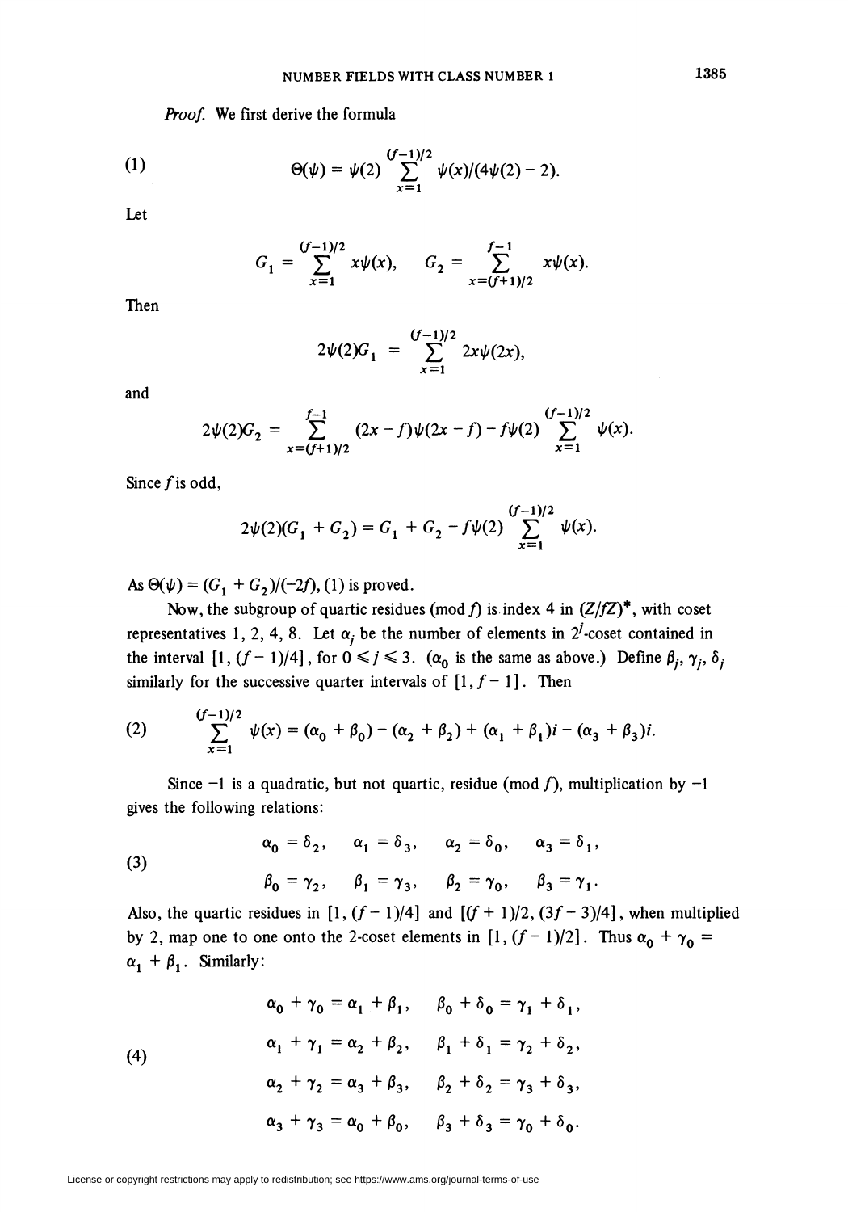*Proof.* We first derive the formula

$$\Theta(\psi) = \psi(2) \sum_{x=1}^{(f-1)/2} \psi(x)/(4\psi(2) - 2). \tag{1}$$

Let

$$G_1 = \sum_{x=1}^{(f-1)/2} x\psi(x), \qquad G_2 = \sum_{x=(f+1)/2}^{f-1} x\psi(x).$$

Then

$$2\psi(2)G_1 = \sum_{x=1}^{(f-1)/2} 2x\psi(2x),$$

and

$$2\psi(2)G_2 = \sum_{x=(f+1)/2}^{f-1} (2x - f)\psi(2x - f) - f\psi(2) \sum_{x=1}^{(f-1)/2} \psi(x).$$

Since $f$ is odd,

$$2\psi(2)(G_1 + G_2) = G_1 + G_2 - f\psi(2) \sum_{x=1}^{(f-1)/2} \psi(x).$$

As $\Theta(\psi) = (G_1 + G_2)/(-2f)$, (1) is proved.

Now, the subgroup of quartic residues (mod $f$) is index 4 in $(Z/fZ)^*$, with coset representatives 1, 2, 4, 8. Let $\alpha_j$ be the number of elements in $2^j$-coset contained in the interval $[1, (f-1)/4]$, for $0 \leq j \leq 3$. ($\alpha_0$ is the same as above.) Define $\beta_j$, $\gamma_j$, $\delta_j$ similarly for the successive quarter intervals of $[1, f-1]$. Then

$$\sum_{x=1}^{(f-1)/2} \psi(x) = (\alpha_0 + \beta_0) - (\alpha_2 + \beta_2) + (\alpha_1 + \beta_1)i - (\alpha_3 + \beta_3)i. \tag{2}$$

Since $-1$ is a quadratic, but not quartic, residue (mod $f$), multiplication by $-1$ gives the following relations:

$$\begin{aligned} &\alpha_0 = \delta_2, \quad \alpha_1 = \delta_3, \quad \alpha_2 = \delta_0, \quad \alpha_3 = \delta_1, \\ &\beta_0 = \gamma_2, \quad \beta_1 = \gamma_3, \quad \beta_2 = \gamma_0, \quad \beta_3 = \gamma_1. \end{aligned} \tag{3}$$

Also, the quartic residues in $[1, (f-1)/4]$ and $[(f+1)/2, (3f-3)/4]$, when multiplied by 2, map one to one onto the 2-coset elements in $[1, (f-1)/2]$. Thus $\alpha_0 + \gamma_0 = \alpha_1 + \beta_1$. Similarly:

$$\begin{aligned} &\alpha_0 + \gamma_0 = \alpha_1 + \beta_1, \quad \beta_0 + \delta_0 = \gamma_1 + \delta_1, \\ &\alpha_1 + \gamma_1 = \alpha_2 + \beta_2, \quad \beta_1 + \delta_1 = \gamma_2 + \delta_2, \\ &\alpha_2 + \gamma_2 = \alpha_3 + \beta_3, \quad \beta_2 + \delta_2 = \gamma_3 + \delta_3, \\ &\alpha_3 + \gamma_3 = \alpha_0 + \beta_0, \quad \beta_3 + \delta_3 = \gamma_0 + \delta_0. \end{aligned} \tag{4}$$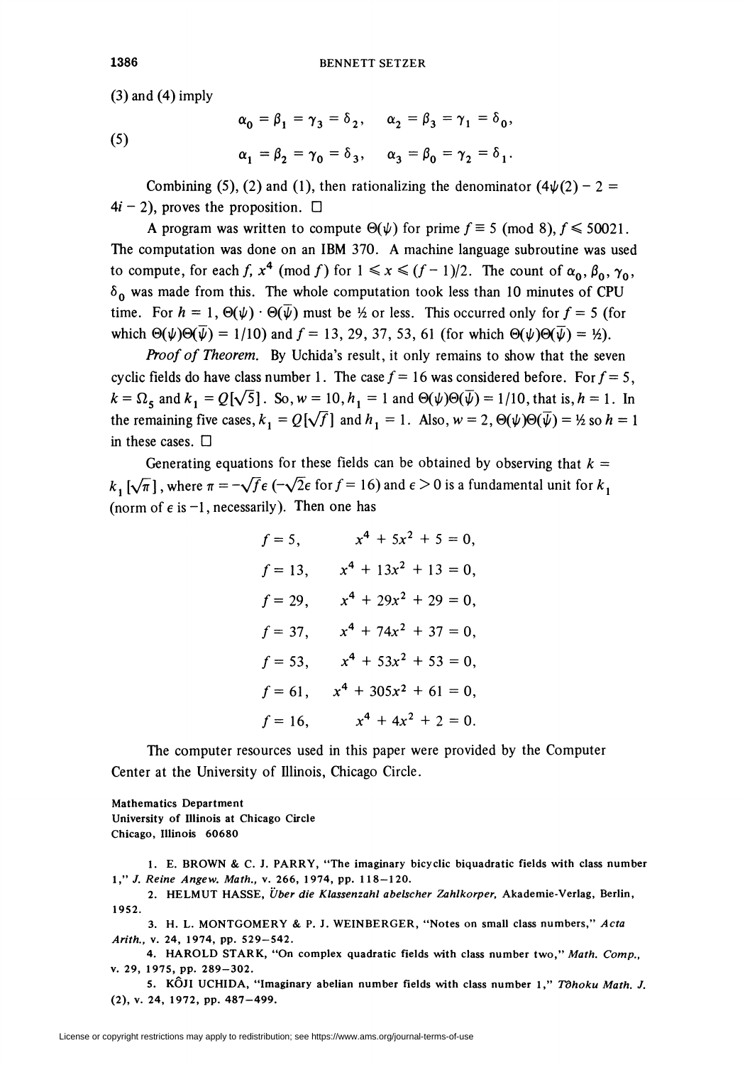(3) and (4) imply

$$
(5) \qquad \begin{aligned} &\alpha_0 = \beta_1 = \gamma_3 = \delta_2, \quad \alpha_2 = \beta_3 = \gamma_1 = \delta_0, \\ &\alpha_1 = \beta_2 = \gamma_0 = \delta_3, \quad \alpha_3 = \beta_0 = \gamma_2 = \delta_1. \end{aligned}
$$

Combining (5), (2) and (1), then rationalizing the denominator ($4\psi(2) - 2 = 4i - 2$), proves the proposition. □

A program was written to compute $\Theta(\psi)$ for prime $f \equiv 5 \pmod 8$, $f \leqslant 50021$. The computation was done on an IBM 370. A machine language subroutine was used to compute, for each $f$, $x^4 \pmod f$ for $1 \leqslant x \leqslant (f-1)/2$. The count of $\alpha_0, \beta_0, \gamma_0, \delta_0$ was made from this. The whole computation took less than 10 minutes of CPU time. For $h = 1$, $\Theta(\psi) \cdot \Theta(\overline{\psi})$ must be ½ or less. This occurred only for $f = 5$ (for which $\Theta(\psi)\Theta(\overline{\psi}) = 1/10$) and $f = 13, 29, 37, 53, 61$ (for which $\Theta(\psi)\Theta(\overline{\psi}) = ½$).

*Proof of Theorem.* By Uchida's result, it only remains to show that the seven cyclic fields do have class number 1. The case $f = 16$ was considered before. For $f = 5$, $k = \Omega_5$ and $k_1 = Q[\sqrt{5}]$. So, $w = 10$, $h_1 = 1$ and $\Theta(\psi)\Theta(\overline{\psi}) = 1/10$, that is, $h = 1$. In the remaining five cases, $k_1 = Q[\sqrt{f}]$ and $h_1 = 1$. Also, $w = 2$, $\Theta(\psi)\Theta(\overline{\psi}) = ½$ so $h = 1$ in these cases. □

Generating equations for these fields can be obtained by observing that $k = k_1[\sqrt{\pi}]$, where $\pi = -\sqrt{f}\epsilon$ ($-\sqrt{2}\epsilon$ for $f = 16$) and $\epsilon > 0$ is a fundamental unit for $k_1$ (norm of $\epsilon$ is $-1$, necessarily). Then one has

$$
\begin{aligned}
f &= 5, & x^4 + 5x^2 + 5 &= 0, \\
f &= 13, & x^4 + 13x^2 + 13 &= 0, \\
f &= 29, & x^4 + 29x^2 + 29 &= 0, \\
f &= 37, & x^4 + 74x^2 + 37 &= 0, \\
f &= 53, & x^4 + 53x^2 + 53 &= 0, \\
f &= 61, & x^4 + 305x^2 + 61 &= 0, \\
f &= 16, & x^4 + 4x^2 + 2 &= 0.
\end{aligned}
$$

The computer resources used in this paper were provided by the Computer Center at the University of Illinois, Chicago Circle.

Mathematics Department
University of Illinois at Chicago Circle
Chicago, Illinois 60680

1. E. BROWN & C. J. PARRY, "The imaginary bicyclic biquadratic fields with class number 1," *J. Reine Angew. Math.*, v. 266, 1974, pp. 118–120.

2. HELMUT HASSE, *Über die Klassenzahl abelscher Zahlkorper*, Akademie-Verlag, Berlin, 1952.

3. H. L. MONTGOMERY & P. J. WEINBERGER, "Notes on small class numbers," *Acta Arith.*, v. 24, 1974, pp. 529–542.

4. HAROLD STARK, "On complex quadratic fields with class number two," *Math. Comp.*, v. 29, 1975, pp. 289–302.

5. KÔJI UCHIDA, "Imaginary abelian number fields with class number 1," *Tôhoku Math. J.* (2), v. 24, 1972, pp. 487–499.